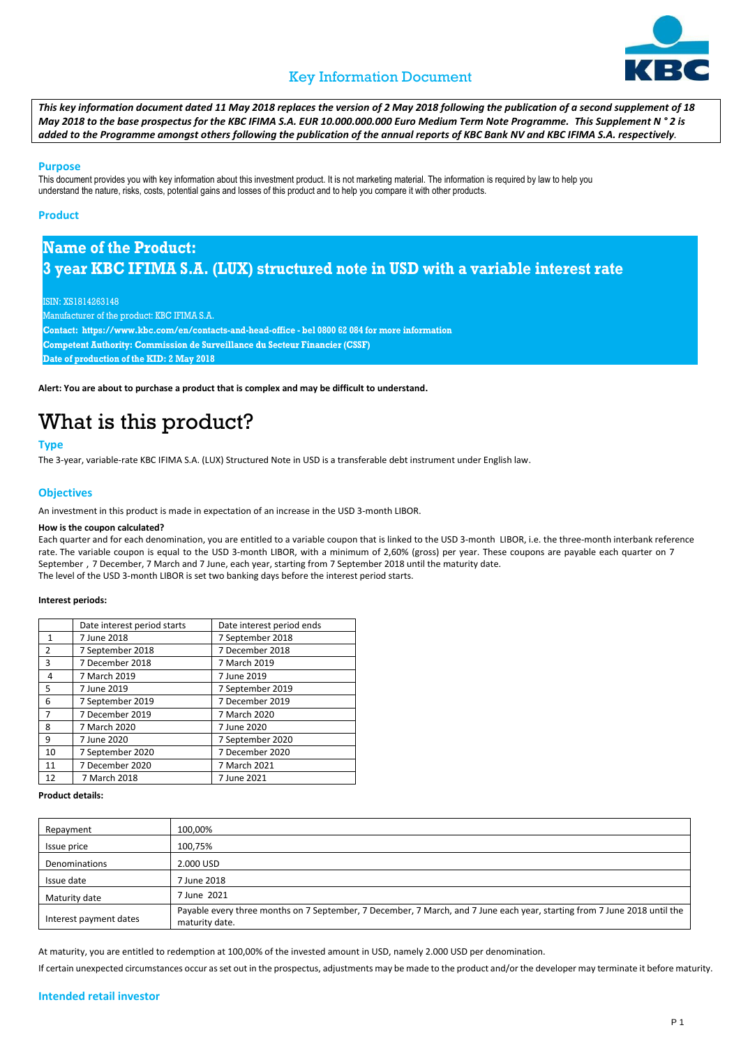# Key Information Document

***This key information document dated 11 May 2018 replaces the version of 2 May 2018 following the publication of a second supplement of 18 May 2018 to the base prospectus for the KBC IFIMA S.A. EUR 10.000.000.000 Euro Medium Term Note Programme. This Supplement N ° 2 is added to the Programme amongst others following the publication of the annual reports of KBC Bank NV and KBC IFIMA S.A. respectively.***

## Purpose

This document provides you with key information about this investment product. It is not marketing material. The information is required by law to help you understand the nature, risks, costs, potential gains and losses of this product and to help you compare it with other products.

## Product

### Name of the Product:
### 3 year KBC IFIMA S.A. (LUX) structured note in USD with a variable interest rate

ISIN: XS1814263148
Manufacturer of the product: KBC IFIMA S.A.
**Contact: https://www.kbc.com/en/contacts-and-head-office - bel 0800 62 084 for more information**
**Competent Authority: Commission de Surveillance du Secteur Financier (CSSF)**
**Date of production of the KID: 2 May 2018**

**Alert: You are about to purchase a product that is complex and may be difficult to understand.**

# What is this product?

## Type

The 3-year, variable-rate KBC IFIMA S.A. (LUX) Structured Note in USD is a transferable debt instrument under English law.

## Objectives

An investment in this product is made in expectation of an increase in the USD 3-month LIBOR.

**How is the coupon calculated?**

Each quarter and for each denomination, you are entitled to a variable coupon that is linked to the USD 3-month LIBOR, i.e. the three-month interbank reference rate. The variable coupon is equal to the USD 3-month LIBOR, with a minimum of 2,60% (gross) per year. These coupons are payable each quarter on 7 September , 7 December, 7 March and 7 June, each year, starting from 7 September 2018 until the maturity date.
The level of the USD 3-month LIBOR is set two banking days before the interest period starts.

**Interest periods:**

| | Date interest period starts | Date interest period ends |
|---|---|---|
| 1 | 7 June 2018 | 7 September 2018 |
| 2 | 7 September 2018 | 7 December 2018 |
| 3 | 7 December 2018 | 7 March 2019 |
| 4 | 7 March 2019 | 7 June 2019 |
| 5 | 7 June 2019 | 7 September 2019 |
| 6 | 7 September 2019 | 7 December 2019 |
| 7 | 7 December 2019 | 7 March 2020 |
| 8 | 7 March 2020 | 7 June 2020 |
| 9 | 7 June 2020 | 7 September 2020 |
| 10 | 7 September 2020 | 7 December 2020 |
| 11 | 7 December 2020 | 7 March 2021 |
| 12 | 7 March 2018 | 7 June 2021 |

**Product details:**

| | |
|---|---|
| Repayment | 100,00% |
| Issue price | 100,75% |
| Denominations | 2.000 USD |
| Issue date | 7 June 2018 |
| Maturity date | 7 June 2021 |
| Interest payment dates | Payable every three months on 7 September, 7 December, 7 March, and 7 June each year, starting from 7 June 2018 until the maturity date. |

At maturity, you are entitled to redemption at 100,00% of the invested amount in USD, namely 2.000 USD per denomination.

If certain unexpected circumstances occur as set out in the prospectus, adjustments may be made to the product and/or the developer may terminate it before maturity.

## Intended retail investor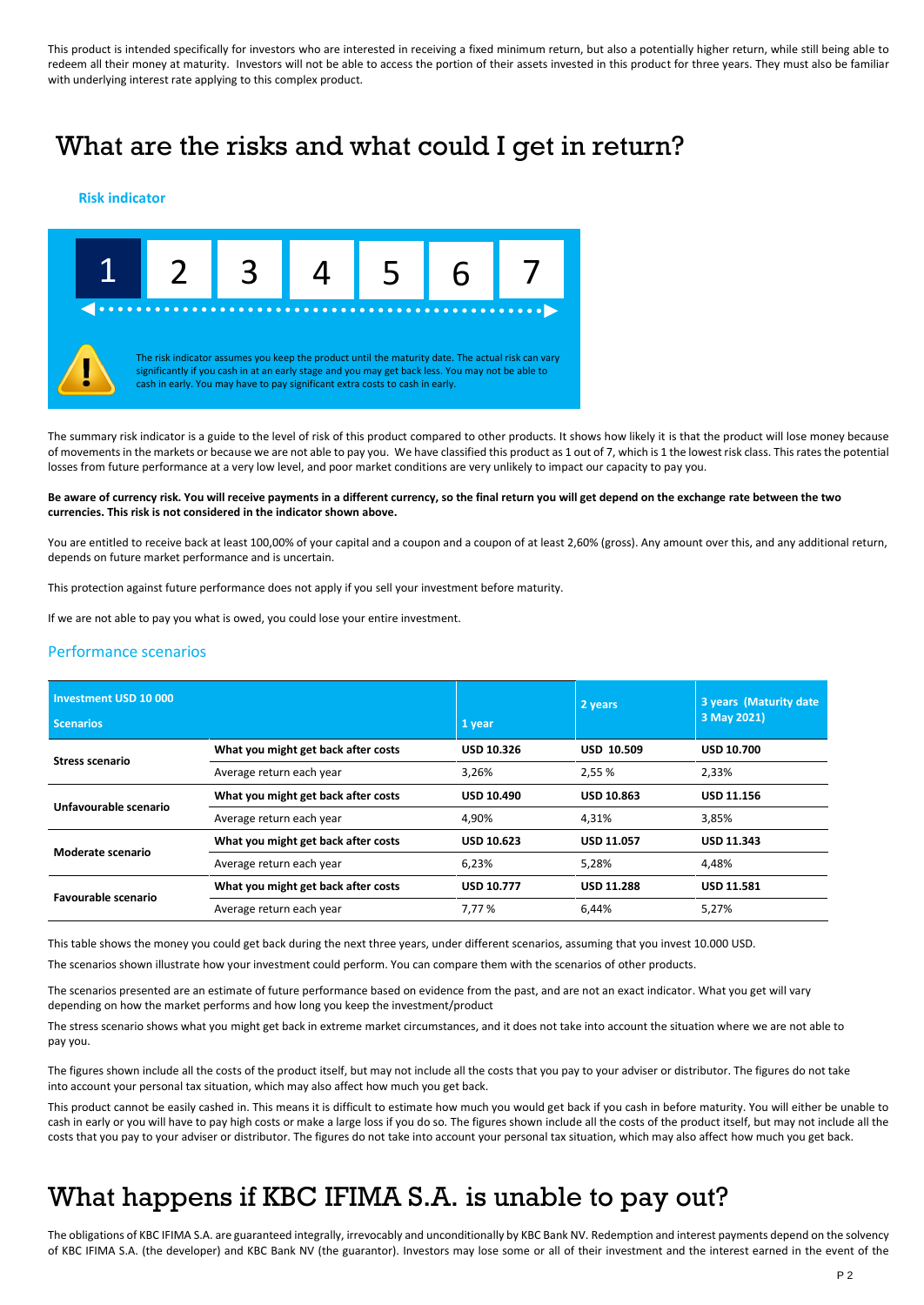This product is intended specifically for investors who are interested in receiving a fixed minimum return, but also a potentially higher return, while still being able to redeem all their money at maturity. Investors will not be able to access the portion of their assets invested in this product for three years. They must also be familiar with underlying interest rate applying to this complex product.

# What are the risks and what could I get in return?

### Risk indicator

| **1** | 2 | 3 | 4 | 5 | 6 | 7 |
|---|---|---|---|---|---|---|

The risk indicator assumes you keep the product until the maturity date. The actual risk can vary significantly if you cash in at an early stage and you may get back less. You may not be able to cash in early. You may have to pay significant extra costs to cash in early.

The summary risk indicator is a guide to the level of risk of this product compared to other products. It shows how likely it is that the product will lose money because of movements in the markets or because we are not able to pay you. We have classified this product as 1 out of 7, which is 1 the lowest risk class. This rates the potential losses from future performance at a very low level, and poor market conditions are very unlikely to impact our capacity to pay you.

**Be aware of currency risk. You will receive payments in a different currency, so the final return you will get depend on the exchange rate between the two currencies. This risk is not considered in the indicator shown above.**

You are entitled to receive back at least 100,00% of your capital and a coupon and a coupon of at least 2,60% (gross). Any amount over this, and any additional return, depends on future market performance and is uncertain.

This protection against future performance does not apply if you sell your investment before maturity.

If we are not able to pay you what is owed, you could lose your entire investment.

### Performance scenarios

| **Investment USD 10 000**<br>**Scenarios** | | **1 year** | **2 years** | **3 years (Maturity date 3 May 2021)** |
|---|---|---|---|---|
| **Stress scenario** | **What you might get back after costs** | **USD 10.326** | **USD 10.509** | **USD 10.700** |
| | Average return each year | 3,26% | 2,55 % | 2,33% |
| **Unfavourable scenario** | **What you might get back after costs** | **USD 10.490** | **USD 10.863** | **USD 11.156** |
| | Average return each year | 4,90% | 4,31% | 3,85% |
| **Moderate scenario** | **What you might get back after costs** | **USD 10.623** | **USD 11.057** | **USD 11.343** |
| | Average return each year | 6,23% | 5,28% | 4,48% |
| **Favourable scenario** | **What you might get back after costs** | **USD 10.777** | **USD 11.288** | **USD 11.581** |
| | Average return each year | 7,77 % | 6,44% | 5,27% |

This table shows the money you could get back during the next three years, under different scenarios, assuming that you invest 10.000 USD.

The scenarios shown illustrate how your investment could perform. You can compare them with the scenarios of other products.

The scenarios presented are an estimate of future performance based on evidence from the past, and are not an exact indicator. What you get will vary depending on how the market performs and how long you keep the investment/product

The stress scenario shows what you might get back in extreme market circumstances, and it does not take into account the situation where we are not able to pay you.

The figures shown include all the costs of the product itself, but may not include all the costs that you pay to your adviser or distributor. The figures do not take into account your personal tax situation, which may also affect how much you get back.

This product cannot be easily cashed in. This means it is difficult to estimate how much you would get back if you cash in before maturity. You will either be unable to cash in early or you will have to pay high costs or make a large loss if you do so. The figures shown include all the costs of the product itself, but may not include all the costs that you pay to your adviser or distributor. The figures do not take into account your personal tax situation, which may also affect how much you get back.

# What happens if KBC IFIMA S.A. is unable to pay out?

The obligations of KBC IFIMA S.A. are guaranteed integrally, irrevocably and unconditionally by KBC Bank NV. Redemption and interest payments depend on the solvency of KBC IFIMA S.A. (the developer) and KBC Bank NV (the guarantor). Investors may lose some or all of their investment and the interest earned in the event of the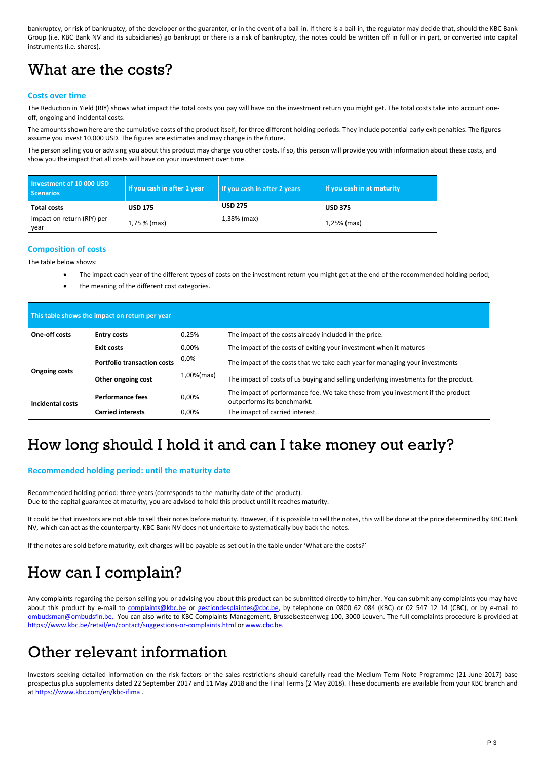bankruptcy, or risk of bankruptcy, of the developer or the guarantor, or in the event of a bail-in. If there is a bail-in, the regulator may decide that, should the KBC Bank Group (i.e. KBC Bank NV and its subsidiaries) go bankrupt or there is a risk of bankruptcy, the notes could be written off in full or in part, or converted into capital instruments (i.e. shares).

# What are the costs?

### Costs over time

The Reduction in Yield (RIY) shows what impact the total costs you pay will have on the investment return you might get. The total costs take into account one-off, ongoing and incidental costs.

The amounts shown here are the cumulative costs of the product itself, for three different holding periods. They include potential early exit penalties. The figures assume you invest 10.000 USD. The figures are estimates and may change in the future.

The person selling you or advising you about this product may charge you other costs. If so, this person will provide you with information about these costs, and show you the impact that all costs will have on your investment over time.

| Investment of 10 000 USD Scenarios | If you cash in after 1 year | If you cash in after 2 years | If you cash in at maturity |
|---|---|---|---|
| **Total costs** | **USD 175** | **USD 275** | **USD 375** |
| Impact on return (RIY) per year | 1,75 % (max) | 1,38% (max) | 1,25% (max) |

### Composition of costs

The table below shows:

- The impact each year of the different types of costs on the investment return you might get at the end of the recommended holding period;
- the meaning of the different cost categories.

| This table shows the impact on return per year | | | |
|---|---|---|---|
| **One-off costs** | **Entry costs** | 0,25% | The impact of the costs already included in the price. |
| | **Exit costs** | 0,00% | The impact of the costs of exiting your investment when it matures |
| **Ongoing costs** | **Portfolio transaction costs** | 0,0% | The impact of the costs that we take each year for managing your investments |
| | **Other ongoing cost** | 1,00%(max) | The impact of costs of us buying and selling underlying investments for the product. |
| **Incidental costs** | **Performance fees** | 0,00% | The impact of performance fee. We take these from you investment if the product outperforms its benchmarkt. |
| | **Carried interests** | 0,00% | The imapct of carried interest. |

# How long should I hold it and can I take money out early?

### Recommended holding period: until the maturity date

Recommended holding period: three years (corresponds to the maturity date of the product).
Due to the capital guarantee at maturity, you are advised to hold this product until it reaches maturity.

It could be that investors are not able to sell their notes before maturity. However, if it is possible to sell the notes, this will be done at the price determined by KBC Bank NV, which can act as the counterparty. KBC Bank NV does not undertake to systematically buy back the notes.

If the notes are sold before maturity, exit charges will be payable as set out in the table under 'What are the costs?'

# How can I complain?

Any complaints regarding the person selling you or advising you about this product can be submitted directly to him/her. You can submit any complaints you may have about this product by e-mail to complaints@kbc.be or gestiondesplaintes@cbc.be, by telephone on 0800 62 084 (KBC) or 02 547 12 14 (CBC), or by e-mail to ombudsman@ombudsfin.be. You can also write to KBC Complaints Management, Brusselsesteenweg 100, 3000 Leuven. The full complaints procedure is provided at https://www.kbc.be/retail/en/contact/suggestions-or-complaints.html or www.cbc.be.

# Other relevant information

Investors seeking detailed information on the risk factors or the sales restrictions should carefully read the Medium Term Note Programme (21 June 2017) base prospectus plus supplements dated 22 September 2017 and 11 May 2018 and the Final Terms (2 May 2018). These documents are available from your KBC branch and at https://www.kbc.com/en/kbc-ifima .